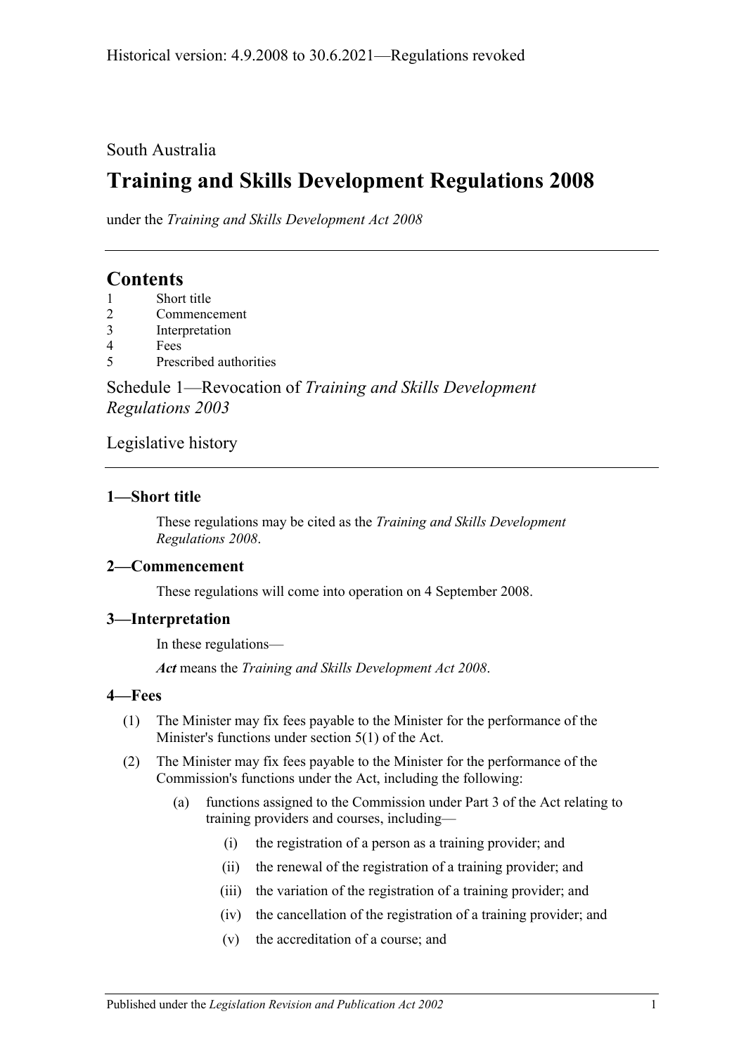Historical version: 4.9.2008 to 30.6.2021—Regulations revoked

South Australia

# Training and Skills Development Regulations 2008

under the *Training and Skills Development Act 2008*

## Contents

1 Short title
2 Commencement
3 Interpretation
4 Fees
5 Prescribed authorities

Schedule 1—Revocation of *Training and Skills Development Regulations 2003*

Legislative history

### 1—Short title

These regulations may be cited as the *Training and Skills Development Regulations 2008*.

### 2—Commencement

These regulations will come into operation on 4 September 2008.

### 3—Interpretation

In these regulations—

***Act*** means the *Training and Skills Development Act 2008*.

### 4—Fees

(1) The Minister may fix fees payable to the Minister for the performance of the Minister's functions under section 5(1) of the Act.

(2) The Minister may fix fees payable to the Minister for the performance of the Commission's functions under the Act, including the following:

(a) functions assigned to the Commission under Part 3 of the Act relating to training providers and courses, including—

(i) the registration of a person as a training provider; and

(ii) the renewal of the registration of a training provider; and

(iii) the variation of the registration of a training provider; and

(iv) the cancellation of the registration of a training provider; and

(v) the accreditation of a course; and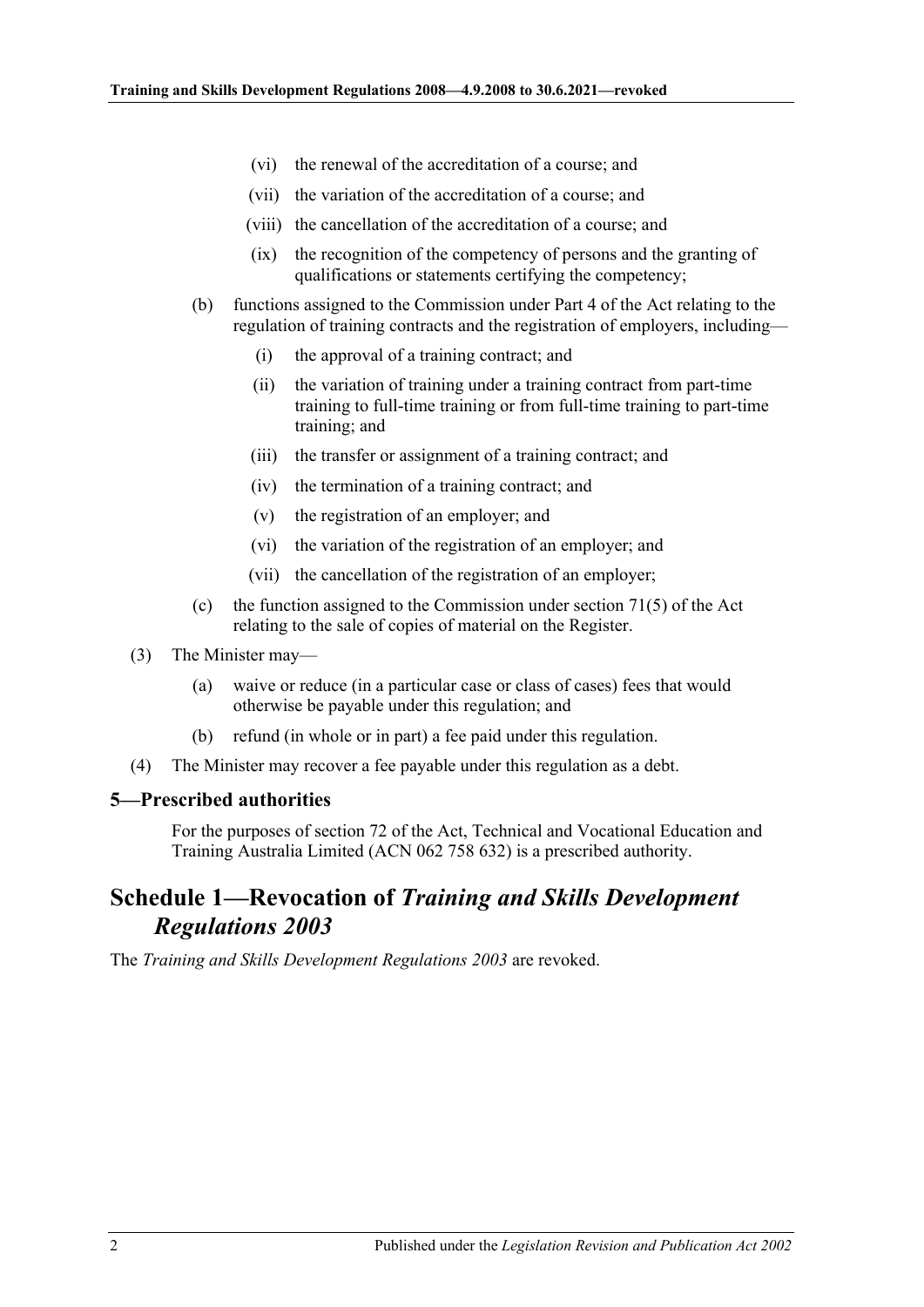(vi) the renewal of the accreditation of a course; and

(vii) the variation of the accreditation of a course; and

(viii) the cancellation of the accreditation of a course; and

(ix) the recognition of the competency of persons and the granting of qualifications or statements certifying the competency;

(b) functions assigned to the Commission under Part 4 of the Act relating to the regulation of training contracts and the registration of employers, including—

(i) the approval of a training contract; and

(ii) the variation of training under a training contract from part-time training to full-time training or from full-time training to part-time training; and

(iii) the transfer or assignment of a training contract; and

(iv) the termination of a training contract; and

(v) the registration of an employer; and

(vi) the variation of the registration of an employer; and

(vii) the cancellation of the registration of an employer;

(c) the function assigned to the Commission under section 71(5) of the Act relating to the sale of copies of material on the Register.

(3) The Minister may—

(a) waive or reduce (in a particular case or class of cases) fees that would otherwise be payable under this regulation; and

(b) refund (in whole or in part) a fee paid under this regulation.

(4) The Minister may recover a fee payable under this regulation as a debt.

### 5—Prescribed authorities

For the purposes of section 72 of the Act, Technical and Vocational Education and Training Australia Limited (ACN 062 758 632) is a prescribed authority.

## Schedule 1—Revocation of *Training and Skills Development Regulations 2003*

The *Training and Skills Development Regulations 2003* are revoked.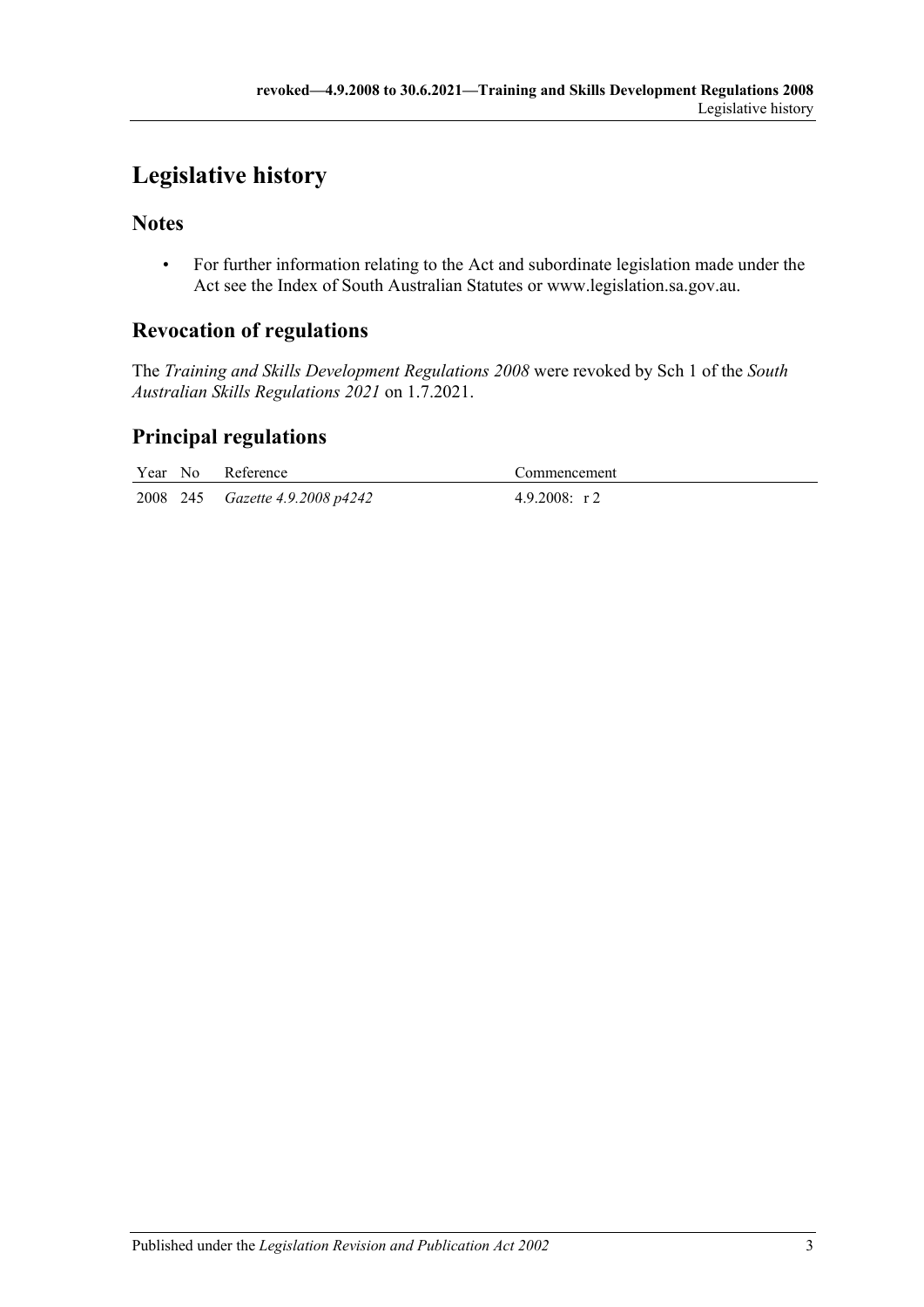# Legislative history

## Notes

- For further information relating to the Act and subordinate legislation made under the Act see the Index of South Australian Statutes or www.legislation.sa.gov.au.

## Revocation of regulations

The *Training and Skills Development Regulations 2008* were revoked by Sch 1 of the *South Australian Skills Regulations 2021* on 1.7.2021.

## Principal regulations

| Year | No | Reference | Commencement |
|---|---|---|---|
| 2008 | 245 | *Gazette 4.9.2008 p4242* | 4.9.2008: r 2 |